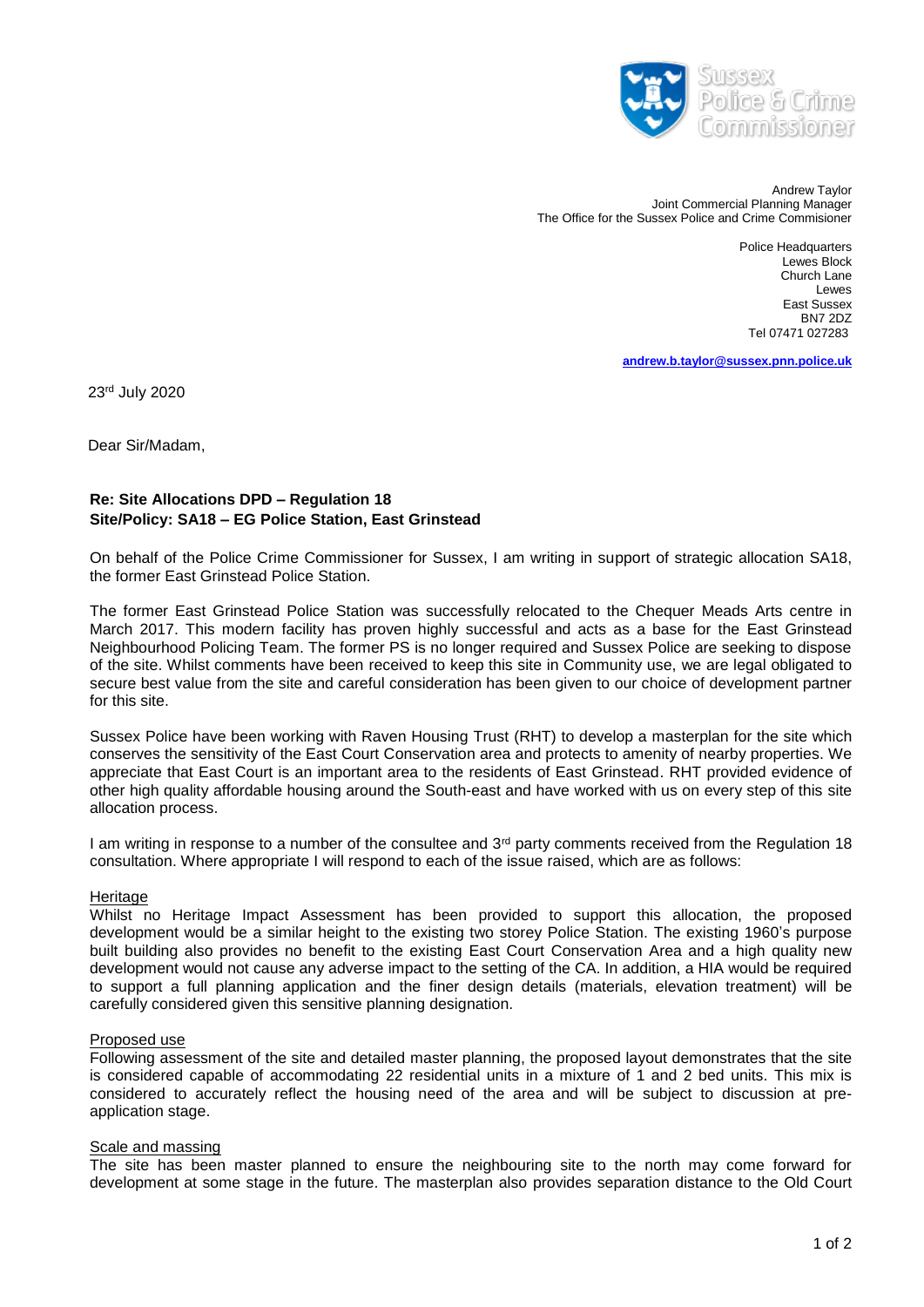Andrew Taylor
Joint Commercial Planning Manager
The Office for the Sussex Police and Crime Commisioner

Police Headquarters
Lewes Block
Church Lane
Lewes
East Sussex
BN7 2DZ
Tel 07471 027283

**andrew.b.taylor@sussex.pnn.police.uk**

23rd July 2020

Dear Sir/Madam,

**Re: Site Allocations DPD – Regulation 18**
**Site/Policy: SA18 – EG Police Station, East Grinstead**

On behalf of the Police Crime Commissioner for Sussex, I am writing in support of strategic allocation SA18, the former East Grinstead Police Station.

The former East Grinstead Police Station was successfully relocated to the Chequer Meads Arts centre in March 2017. This modern facility has proven highly successful and acts as a base for the East Grinstead Neighbourhood Policing Team. The former PS is no longer required and Sussex Police are seeking to dispose of the site. Whilst comments have been received to keep this site in Community use, we are legal obligated to secure best value from the site and careful consideration has been given to our choice of development partner for this site.

Sussex Police have been working with Raven Housing Trust (RHT) to develop a masterplan for the site which conserves the sensitivity of the East Court Conservation area and protects to amenity of nearby properties. We appreciate that East Court is an important area to the residents of East Grinstead. RHT provided evidence of other high quality affordable housing around the South-east and have worked with us on every step of this site allocation process.

I am writing in response to a number of the consultee and 3rd party comments received from the Regulation 18 consultation. Where appropriate I will respond to each of the issue raised, which are as follows:

<u>Heritage</u>
Whilst no Heritage Impact Assessment has been provided to support this allocation, the proposed development would be a similar height to the existing two storey Police Station. The existing 1960's purpose built building also provides no benefit to the existing East Court Conservation Area and a high quality new development would not cause any adverse impact to the setting of the CA. In addition, a HIA would be required to support a full planning application and the finer design details (materials, elevation treatment) will be carefully considered given this sensitive planning designation.

<u>Proposed use</u>
Following assessment of the site and detailed master planning, the proposed layout demonstrates that the site is considered capable of accommodating 22 residential units in a mixture of 1 and 2 bed units. This mix is considered to accurately reflect the housing need of the area and will be subject to discussion at pre-application stage.

<u>Scale and massing</u>
The site has been master planned to ensure the neighbouring site to the north may come forward for development at some stage in the future. The masterplan also provides separation distance to the Old Court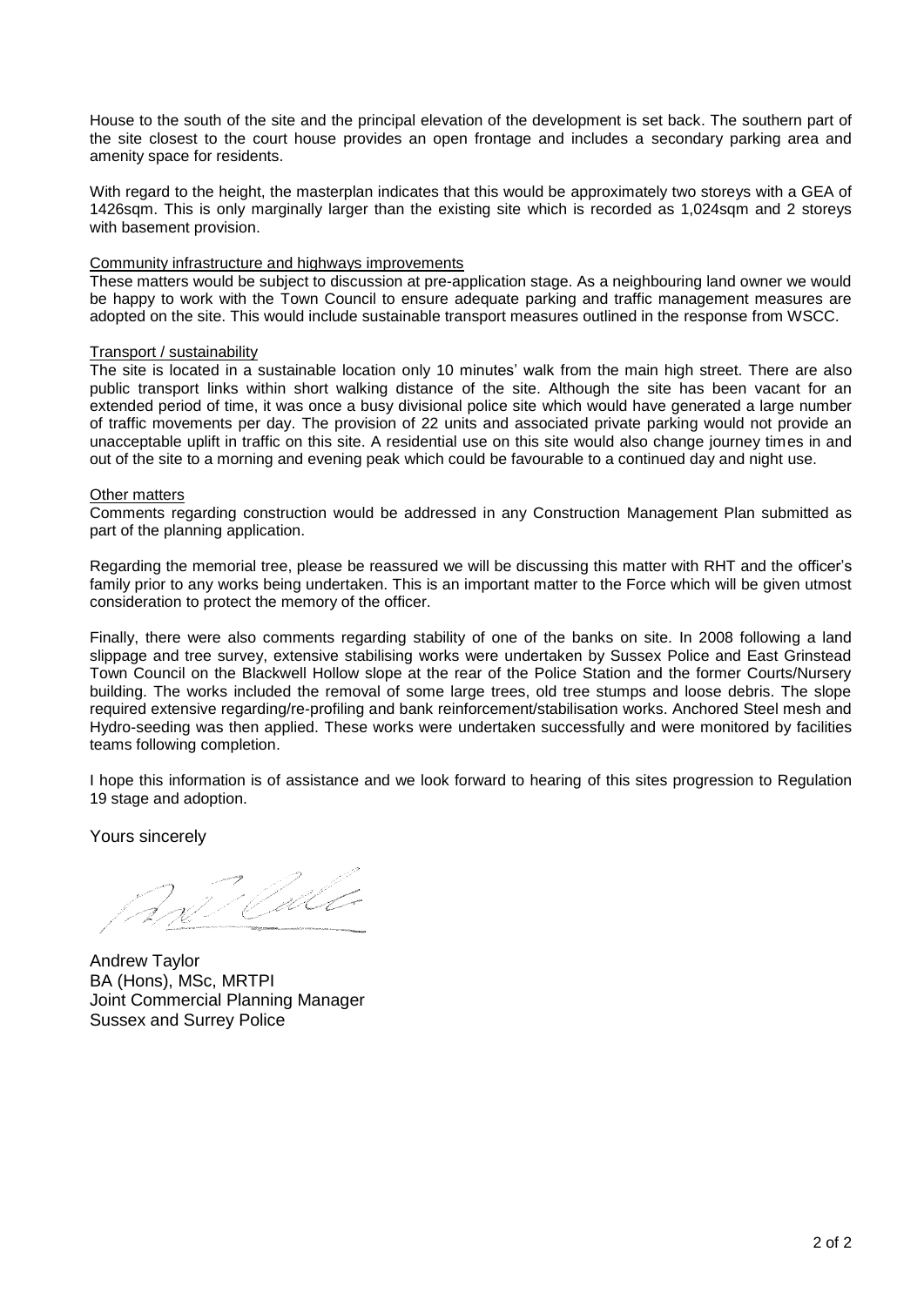House to the south of the site and the principal elevation of the development is set back. The southern part of the site closest to the court house provides an open frontage and includes a secondary parking area and amenity space for residents.

With regard to the height, the masterplan indicates that this would be approximately two storeys with a GEA of 1426sqm. This is only marginally larger than the existing site which is recorded as 1,024sqm and 2 storeys with basement provision.

<u>Community infrastructure and highways improvements</u>
These matters would be subject to discussion at pre-application stage. As a neighbouring land owner we would be happy to work with the Town Council to ensure adequate parking and traffic management measures are adopted on the site. This would include sustainable transport measures outlined in the response from WSCC.

<u>Transport / sustainability</u>
The site is located in a sustainable location only 10 minutes' walk from the main high street. There are also public transport links within short walking distance of the site. Although the site has been vacant for an extended period of time, it was once a busy divisional police site which would have generated a large number of traffic movements per day. The provision of 22 units and associated private parking would not provide an unacceptable uplift in traffic on this site. A residential use on this site would also change journey times in and out of the site to a morning and evening peak which could be favourable to a continued day and night use.

<u>Other matters</u>
Comments regarding construction would be addressed in any Construction Management Plan submitted as part of the planning application.

Regarding the memorial tree, please be reassured we will be discussing this matter with RHT and the officer's family prior to any works being undertaken. This is an important matter to the Force which will be given utmost consideration to protect the memory of the officer.

Finally, there were also comments regarding stability of one of the banks on site. In 2008 following a land slippage and tree survey, extensive stabilising works were undertaken by Sussex Police and East Grinstead Town Council on the Blackwell Hollow slope at the rear of the Police Station and the former Courts/Nursery building. The works included the removal of some large trees, old tree stumps and loose debris. The slope required extensive regarding/re-profiling and bank reinforcement/stabilisation works. Anchored Steel mesh and Hydro-seeding was then applied. These works were undertaken successfully and were monitored by facilities teams following completion.

I hope this information is of assistance and we look forward to hearing of this sites progression to Regulation 19 stage and adoption.

Yours sincerely

Andrew Taylor
BA (Hons), MSc, MRTPI
Joint Commercial Planning Manager
Sussex and Surrey Police